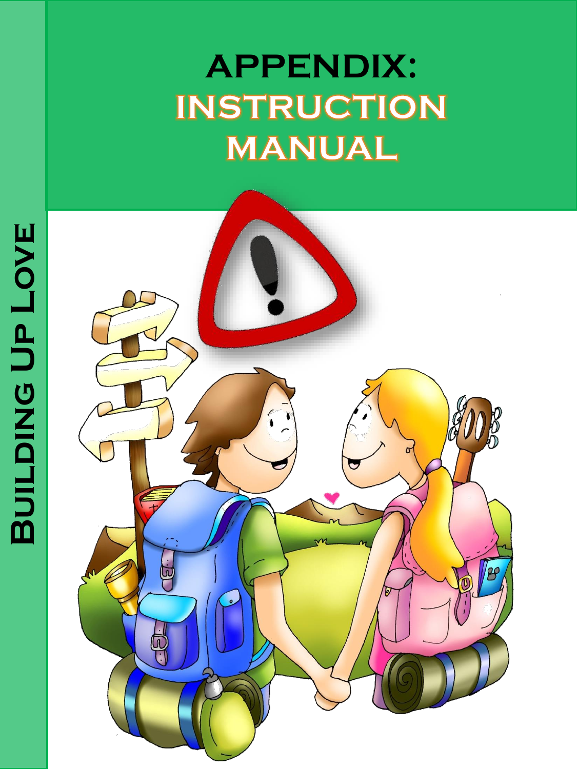# APPENDIX: INSTRUCTION MANUAL

Building Up Love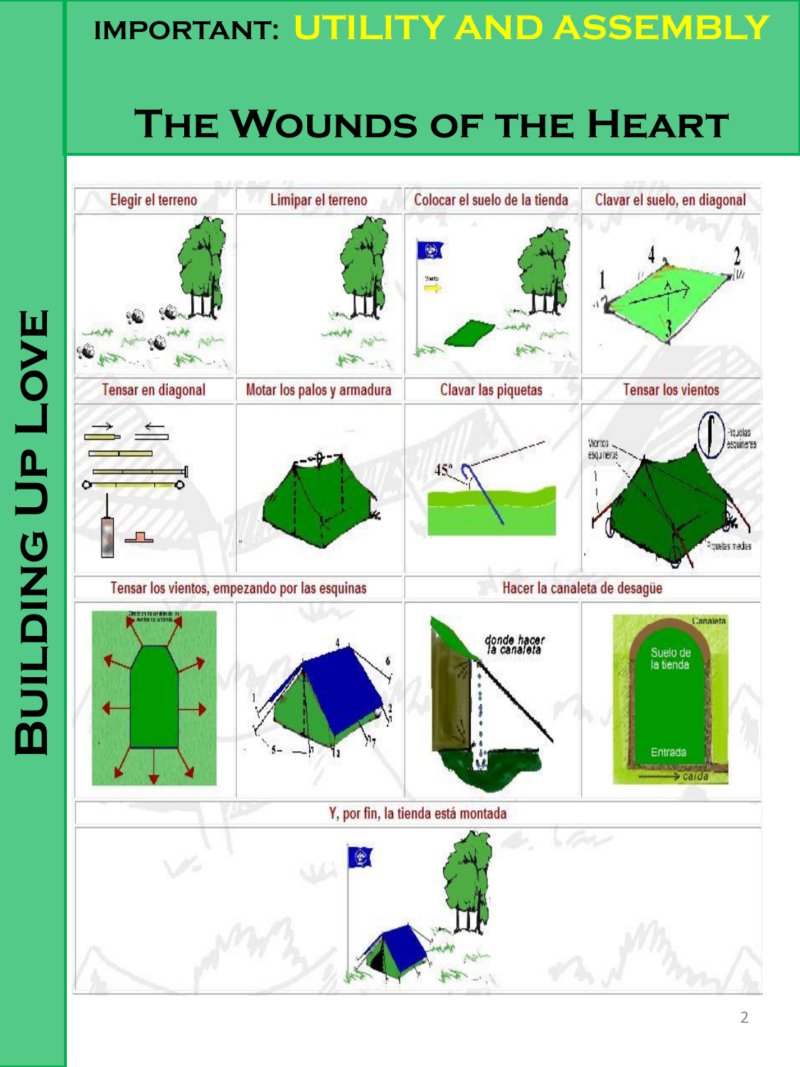# IMPORTANT: UTILITY AND ASSEMBLY

# The Wounds of the Heart

Building Up Love

| Elegir el terreno | Limipar el terreno | Colocar el suelo de la tienda | Clavar el suelo, en diagonal |
|---|---|---|---|
| Tensar en diagonal | Motar los palos y armadura | Clavar las piquetas | Tensar los vientos |
| Tensar los vientos, empezando por las esquinas | | Hacer la canaleta de desagüe | |
| Y, por fin, la tienda está montada | | | |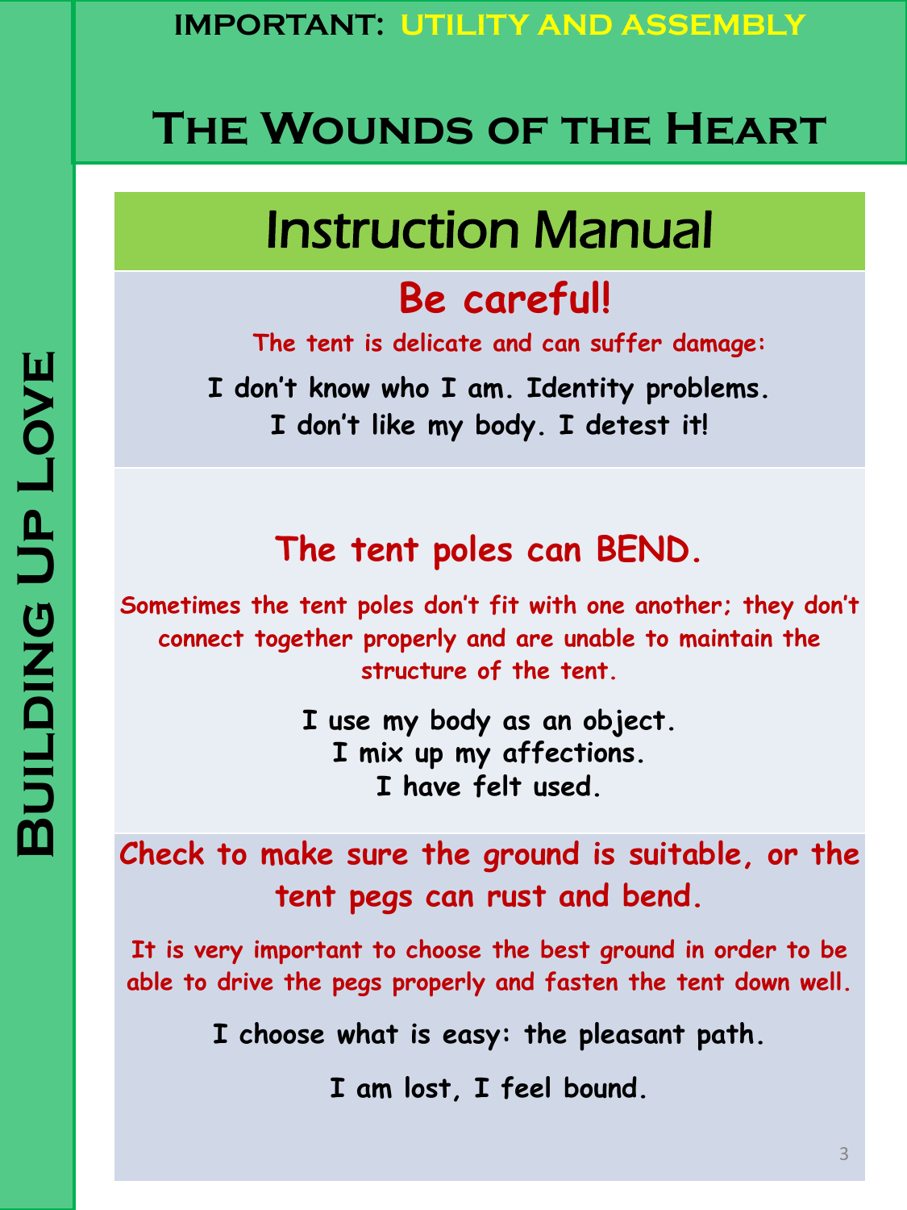**IMPORTANT: UTILITY AND ASSEMBLY**

# The Wounds of the Heart

**Building Up Love**

## Instruction Manual

### Be careful!

**The tent is delicate and can suffer damage:**

**I don't know who I am. Identity problems.**
**I don't like my body. I detest it!**

### The tent poles can BEND.

**Sometimes the tent poles don't fit with one another; they don't connect together properly and are unable to maintain the structure of the tent.**

**I use my body as an object.**
**I mix up my affections.**
**I have felt used.**

### Check to make sure the ground is suitable, or the tent pegs can rust and bend.

**It is very important to choose the best ground in order to be able to drive the pegs properly and fasten the tent down well.**

**I choose what is easy: the pleasant path.**

**I am lost, I feel bound.**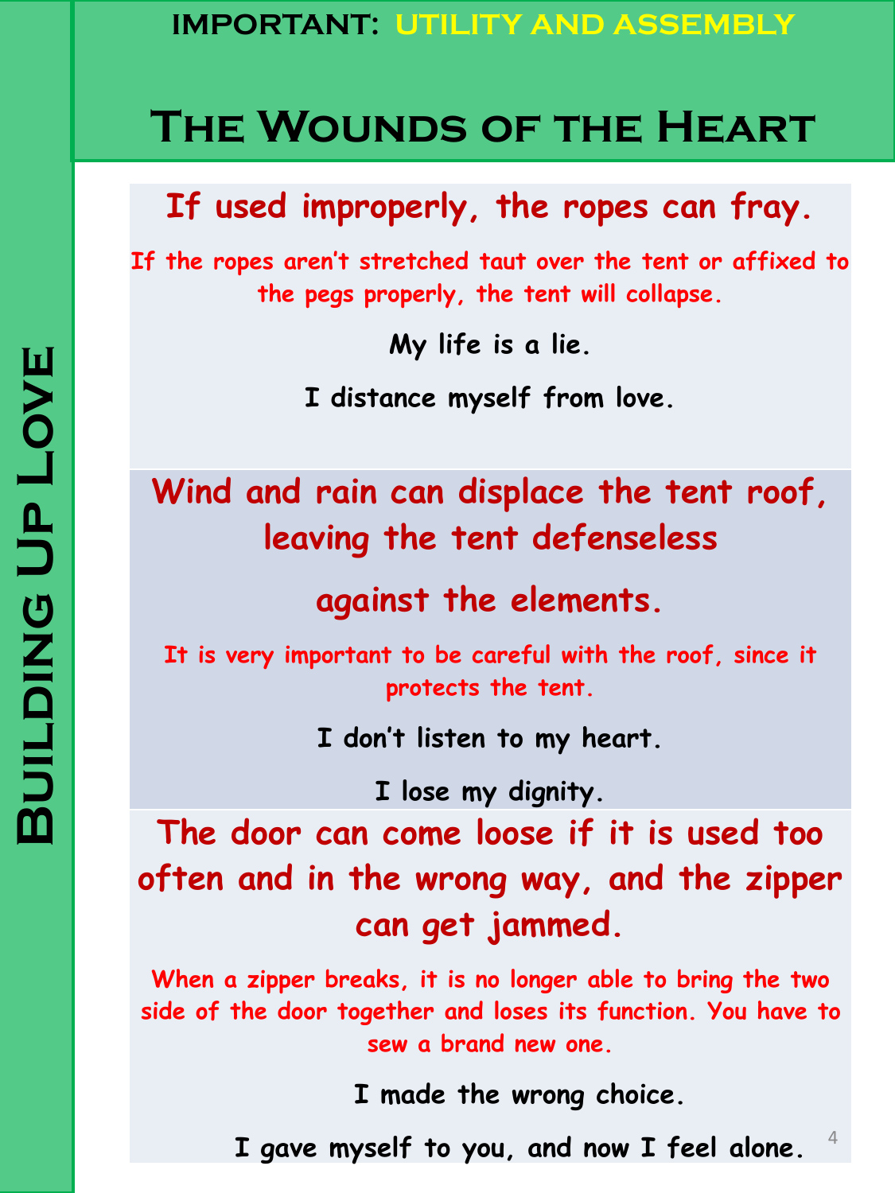**IMPORTANT: UTILITY AND ASSEMBLY**

# The Wounds of the Heart

## If used improperly, the ropes can fray.

If the ropes aren't stretched taut over the tent or affixed to the pegs properly, the tent will collapse.

**My life is a lie.**

**I distance myself from love.**

## Wind and rain can displace the tent roof, leaving the tent defenseless against the elements.

It is very important to be careful with the roof, since it protects the tent.

**I don't listen to my heart.**

**I lose my dignity.**

## The door can come loose if it is used too often and in the wrong way, and the zipper can get jammed.

When a zipper breaks, it is no longer able to bring the two side of the door together and loses its function. You have to sew a brand new one.

**I made the wrong choice.**

**I gave myself to you, and now I feel alone.**

**Building Up Love**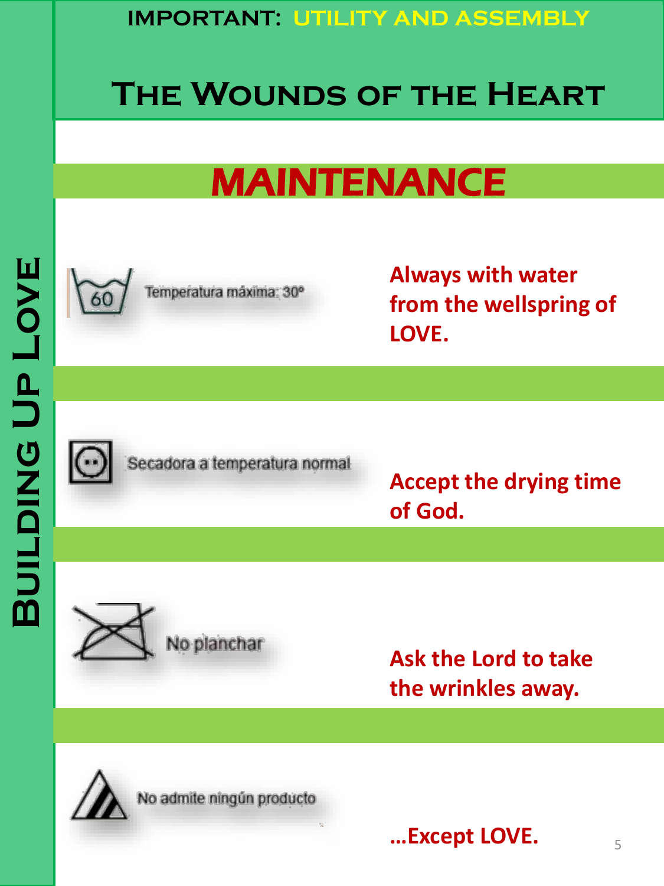**IMPORTANT: UTILITY AND ASSEMBLY**

# The Wounds of the Heart

**Building Up Love**

## MAINTENANCE

| | |
|---|---|
| 60 Temperatura máxima: 30º | **Always with water from the wellspring of LOVE.** |
| Secadora a temperatura normal | **Accept the drying time of God.** |
| No planchar | **Ask the Lord to take the wrinkles away.** |
| No admite ningún producto | **…Except LOVE.** |